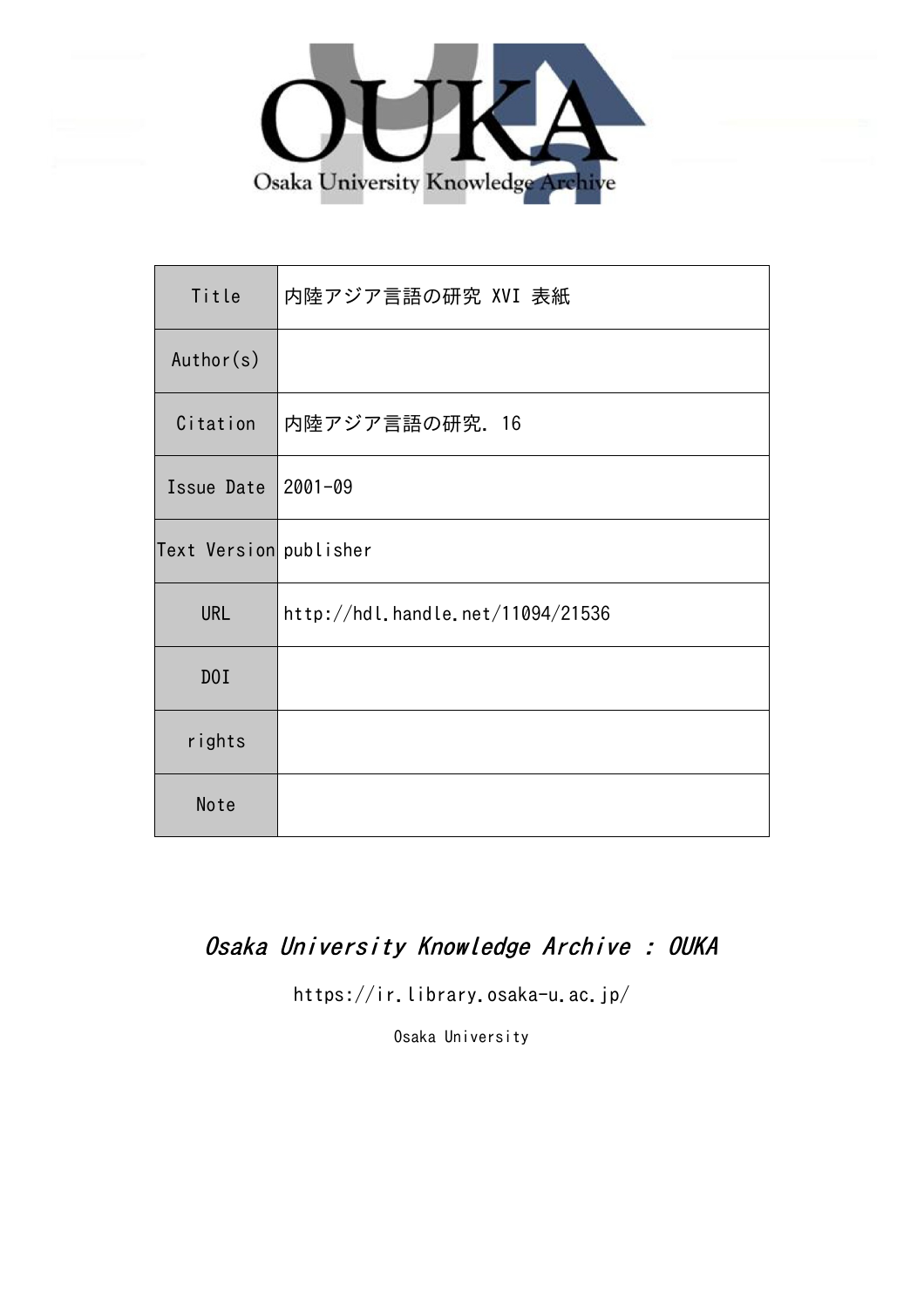OUKA

Osaka University Knowledge Archive

| Title | 内陸アジア言語の研究 XVI 表紙 |
| --- | --- |
| Author(s) | |
| Citation | 内陸アジア言語の研究. 16 |
| Issue Date | 2001-09 |
| Text Version | publisher |
| URL | http://hdl.handle.net/11094/21536 |
| DOI | |
| rights | |
| Note | |

*Osaka University Knowledge Archive : OUKA*

https://ir.library.osaka-u.ac.jp/

Osaka University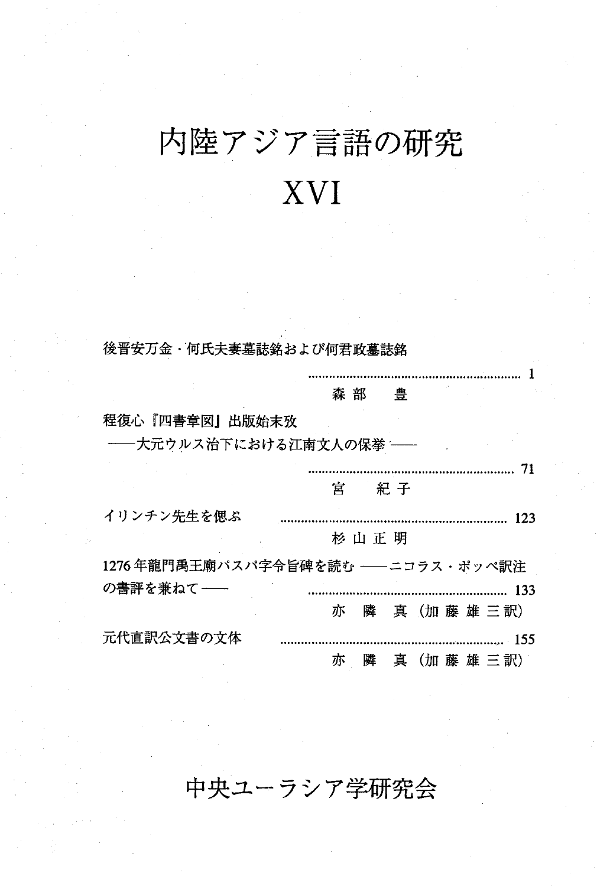# 内陸アジア言語の研究

# XVI

後晋安万金・何氏夫妻墓誌銘および何君政墓誌銘 ............ 1

森部　豊

程復心『四書章図』出版始末攷
――大元ウルス治下における江南文人の保挙―― ............ 71

宮　紀子

イリンチン先生を偲ぶ ............ 123

杉山正明

1276年龍門禹王廟パスパ字令旨碑を読む――ニコラス・ポッペ訳注の書評を兼ねて―― ............ 133

亦　鄰　真（加藤雄三訳）

元代直訳公文書の文体 ............ 155

亦　鄰　真（加藤雄三訳）

中央ユーラシア学研究会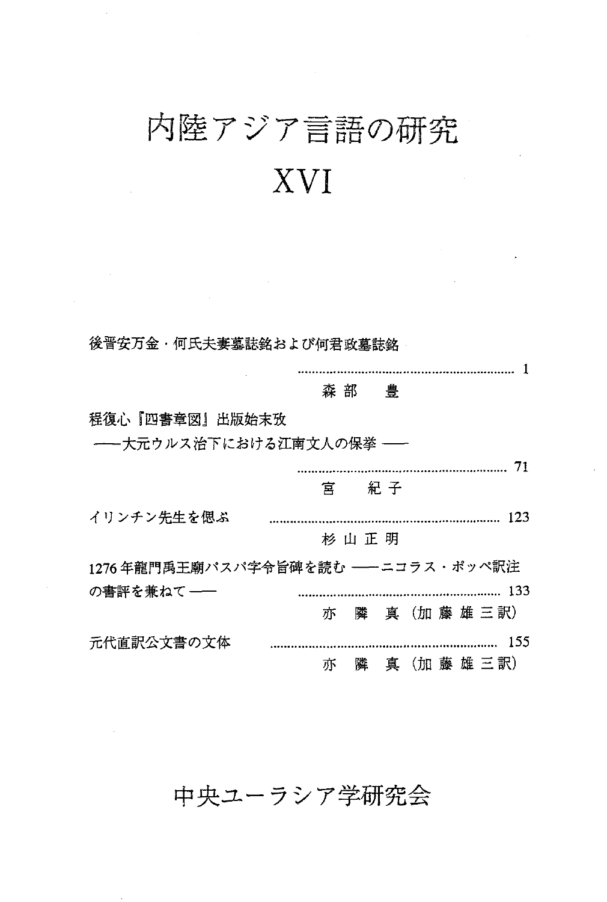# 内陸アジア言語の研究

# XVI

後晋安万金・何氏夫妻墓誌銘および何君政墓誌銘 ............................................................ 1
森部　豊

程復心『四書章図』出版始末攷
――大元ウルス治下における江南文人の保挙 ――
............................................................ 71
宮　紀子

イリンチン先生を偲ぶ ............................................................ 123
杉山正明

1276年龍門禹王廟パスパ字令旨碑を読む ――ニコラス・ポッペ訳注の書評を兼ねて ―― ............................................................ 133
亦　隣　真（加藤雄三訳）

元代直訳公文書の文体 ............................................................ 155
亦　隣　真（加藤雄三訳）

中央ユーラシア学研究会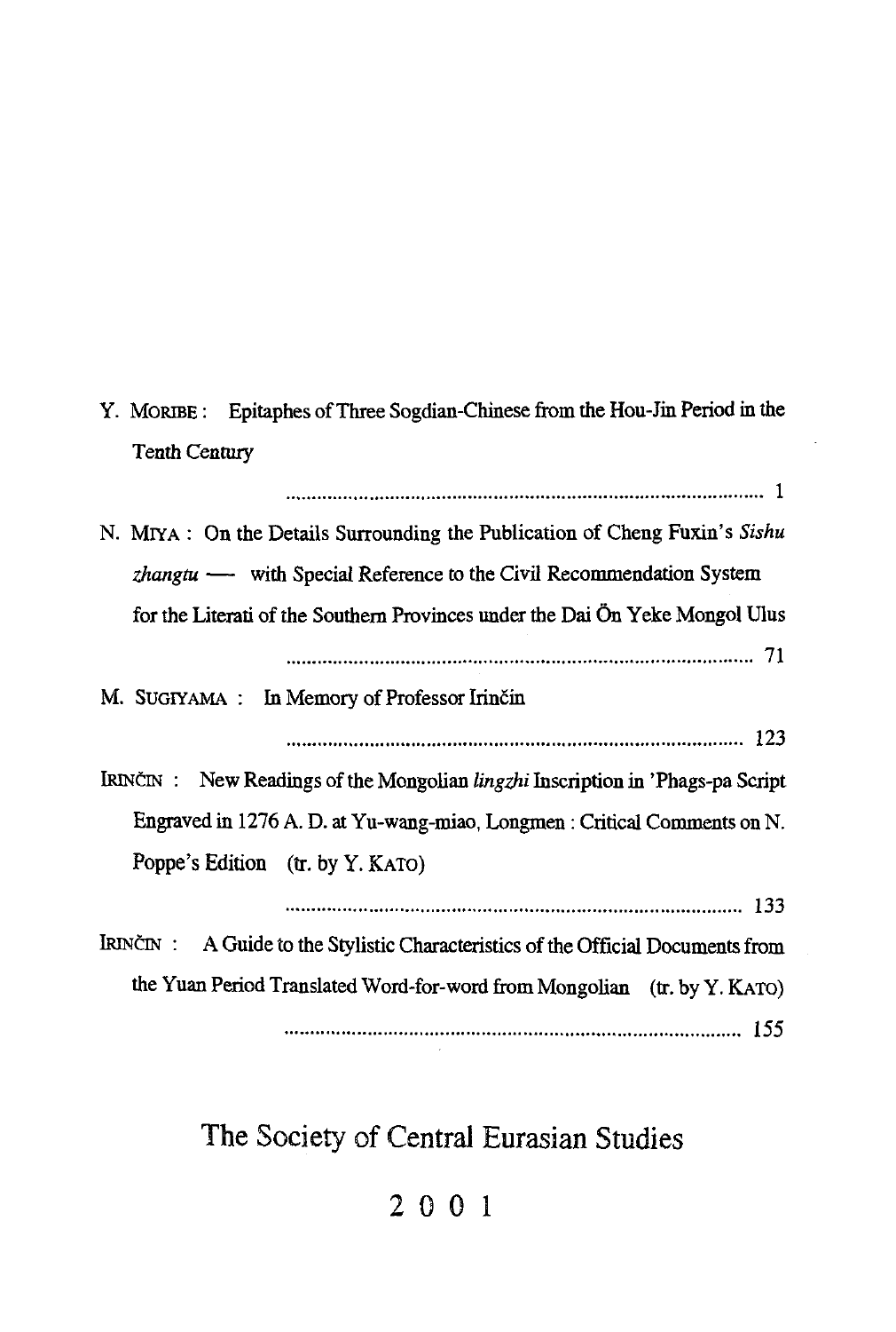Y. MORIBE : Epitaphes of Three Sogdian-Chinese from the Hou-Jin Period in the Tenth Century ............ 1

N. MIYA : On the Details Surrounding the Publication of Cheng Fuxin's *Sishu zhangtu* — with Special Reference to the Civil Recommendation System for the Literati of the Southern Provinces under the Dai Ön Yeke Mongol Ulus ............ 71

M. SUGIYAMA : In Memory of Professor Irinčin ............ 123

IRINČIN : New Readings of the Mongolian *lingzhi* Inscription in 'Phags-pa Script Engraved in 1276 A. D. at Yu-wang-miao, Longmen : Critical Comments on N. Poppe's Edition (tr. by Y. KATO) ............ 133

IRINČIN : A Guide to the Stylistic Characteristics of the Official Documents from the Yuan Period Translated Word-for-word from Mongolian (tr. by Y. KATO) ............ 155

The Society of Central Eurasian Studies

2 0 0 1